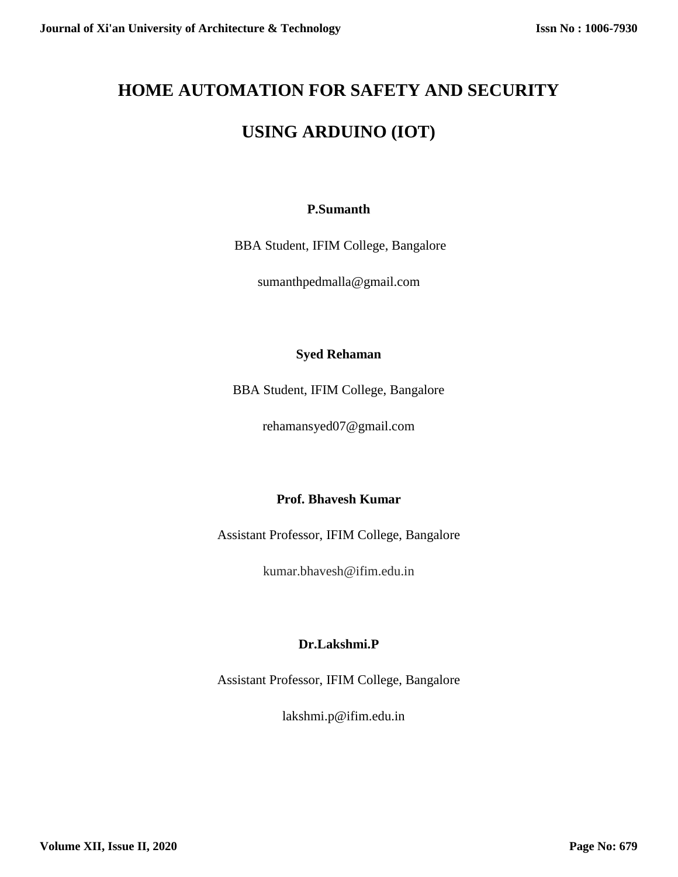# HOME AUTOMATION FOR SAFETY AND SECURITY USING ARDUINO (IOT)

**P.Sumanth**

BBA Student, IFIM College, Bangalore

sumanthpedmalla@gmail.com

**Syed Rehaman**

BBA Student, IFIM College, Bangalore

rehamansyed07@gmail.com

**Prof. Bhavesh Kumar**

Assistant Professor, IFIM College, Bangalore

kumar.bhavesh@ifim.edu.in

**Dr.Lakshmi.P**

Assistant Professor, IFIM College, Bangalore

lakshmi.p@ifim.edu.in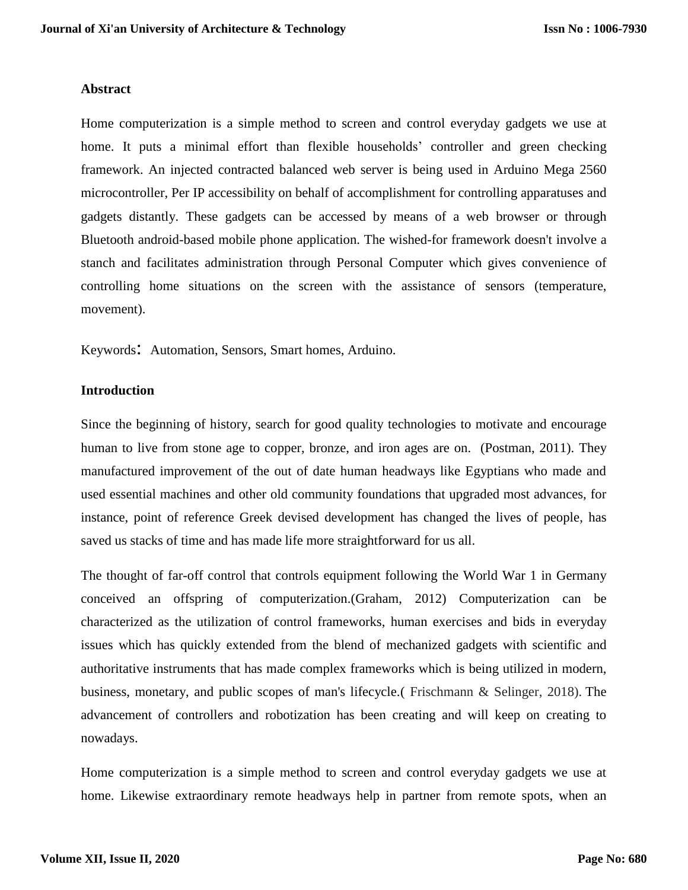## Abstract

Home computerization is a simple method to screen and control everyday gadgets we use at home. It puts a minimal effort than flexible households' controller and green checking framework. An injected contracted balanced web server is being used in Arduino Mega 2560 microcontroller, Per IP accessibility on behalf of accomplishment for controlling apparatuses and gadgets distantly. These gadgets can be accessed by means of a web browser or through Bluetooth android-based mobile phone application. The wished-for framework doesn't involve a stanch and facilitates administration through Personal Computer which gives convenience of controlling home situations on the screen with the assistance of sensors (temperature, movement).

Keywords: Automation, Sensors, Smart homes, Arduino.

## Introduction

Since the beginning of history, search for good quality technologies to motivate and encourage human to live from stone age to copper, bronze, and iron ages are on. (Postman, 2011). They manufactured improvement of the out of date human headways like Egyptians who made and used essential machines and other old community foundations that upgraded most advances, for instance, point of reference Greek devised development has changed the lives of people, has saved us stacks of time and has made life more straightforward for us all.

The thought of far-off control that controls equipment following the World War 1 in Germany conceived an offspring of computerization.(Graham, 2012) Computerization can be characterized as the utilization of control frameworks, human exercises and bids in everyday issues which has quickly extended from the blend of mechanized gadgets with scientific and authoritative instruments that has made complex frameworks which is being utilized in modern, business, monetary, and public scopes of man's lifecycle.( Frischmann & Selinger, 2018). The advancement of controllers and robotization has been creating and will keep on creating to nowadays.

Home computerization is a simple method to screen and control everyday gadgets we use at home. Likewise extraordinary remote headways help in partner from remote spots, when an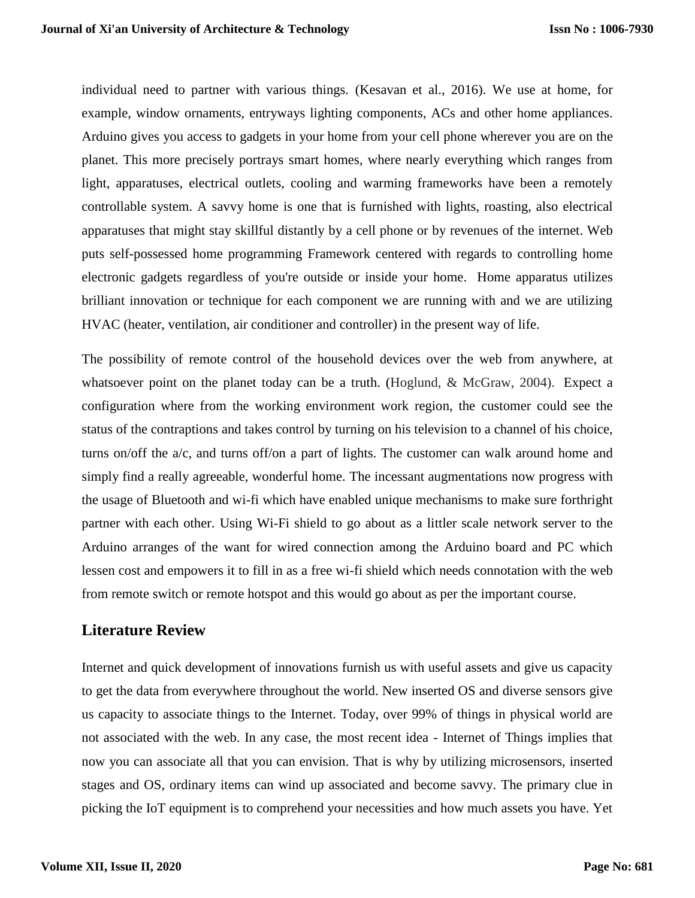individual need to partner with various things. (Kesavan et al., 2016). We use at home, for example, window ornaments, entryways lighting components, ACs and other home appliances. Arduino gives you access to gadgets in your home from your cell phone wherever you are on the planet. This more precisely portrays smart homes, where nearly everything which ranges from light, apparatuses, electrical outlets, cooling and warming frameworks have been a remotely controllable system. A savvy home is one that is furnished with lights, roasting, also electrical apparatuses that might stay skillful distantly by a cell phone or by revenues of the internet. Web puts self-possessed home programming Framework centered with regards to controlling home electronic gadgets regardless of you're outside or inside your home. Home apparatus utilizes brilliant innovation or technique for each component we are running with and we are utilizing HVAC (heater, ventilation, air conditioner and controller) in the present way of life.

The possibility of remote control of the household devices over the web from anywhere, at whatsoever point on the planet today can be a truth. (Hoglund, & McGraw, 2004). Expect a configuration where from the working environment work region, the customer could see the status of the contraptions and takes control by turning on his television to a channel of his choice, turns on/off the a/c, and turns off/on a part of lights. The customer can walk around home and simply find a really agreeable, wonderful home. The incessant augmentations now progress with the usage of Bluetooth and wi-fi which have enabled unique mechanisms to make sure forthright partner with each other. Using Wi-Fi shield to go about as a littler scale network server to the Arduino arranges of the want for wired connection among the Arduino board and PC which lessen cost and empowers it to fill in as a free wi-fi shield which needs connotation with the web from remote switch or remote hotspot and this would go about as per the important course.

## Literature Review

Internet and quick development of innovations furnish us with useful assets and give us capacity to get the data from everywhere throughout the world. New inserted OS and diverse sensors give us capacity to associate things to the Internet. Today, over 99% of things in physical world are not associated with the web. In any case, the most recent idea - Internet of Things implies that now you can associate all that you can envision. That is why by utilizing microsensors, inserted stages and OS, ordinary items can wind up associated and become savvy. The primary clue in picking the IoT equipment is to comprehend your necessities and how much assets you have. Yet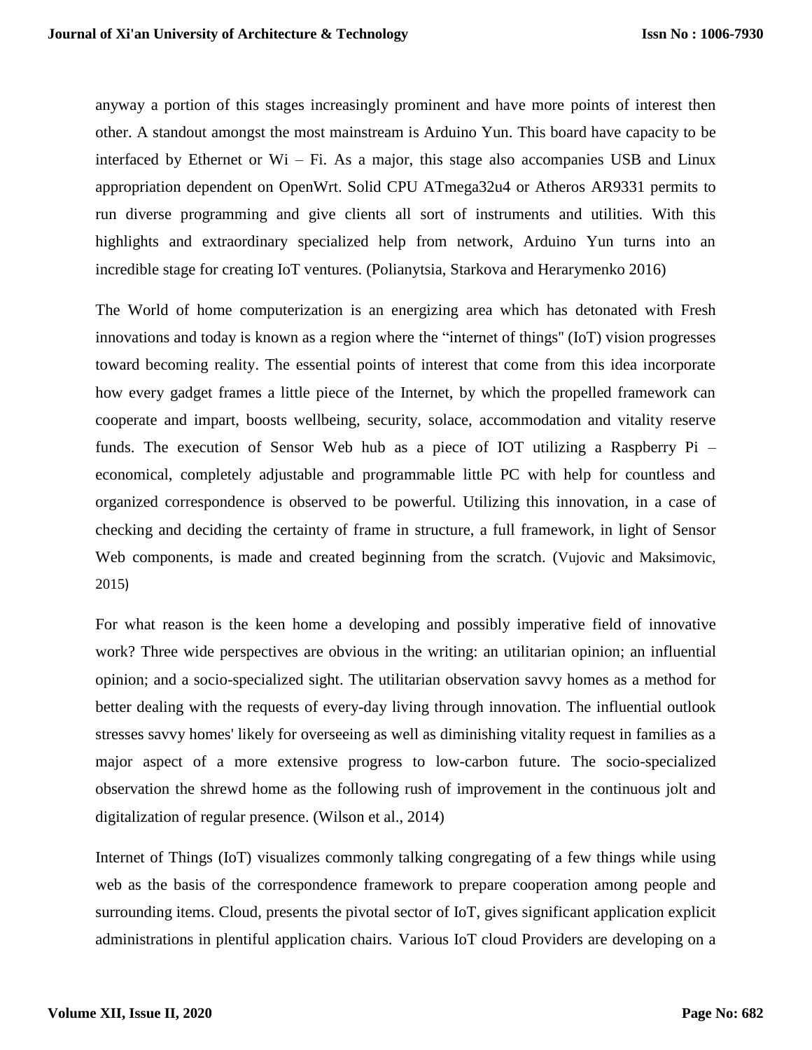anyway a portion of this stages increasingly prominent and have more points of interest then other. A standout amongst the most mainstream is Arduino Yun. This board have capacity to be interfaced by Ethernet or Wi – Fi. As a major, this stage also accompanies USB and Linux appropriation dependent on OpenWrt. Solid CPU ATmega32u4 or Atheros AR9331 permits to run diverse programming and give clients all sort of instruments and utilities. With this highlights and extraordinary specialized help from network, Arduino Yun turns into an incredible stage for creating IoT ventures. (Polianytsia, Starkova and Herarymenko 2016)

The World of home computerization is an energizing area which has detonated with Fresh innovations and today is known as a region where the "internet of things" (IoT) vision progresses toward becoming reality. The essential points of interest that come from this idea incorporate how every gadget frames a little piece of the Internet, by which the propelled framework can cooperate and impart, boosts wellbeing, security, solace, accommodation and vitality reserve funds. The execution of Sensor Web hub as a piece of IOT utilizing a Raspberry Pi – economical, completely adjustable and programmable little PC with help for countless and organized correspondence is observed to be powerful. Utilizing this innovation, in a case of checking and deciding the certainty of frame in structure, a full framework, in light of Sensor Web components, is made and created beginning from the scratch. (Vujovic and Maksimovic, 2015)

For what reason is the keen home a developing and possibly imperative field of innovative work? Three wide perspectives are obvious in the writing: an utilitarian opinion; an influential opinion; and a socio-specialized sight. The utilitarian observation savvy homes as a method for better dealing with the requests of every-day living through innovation. The influential outlook stresses savvy homes' likely for overseeing as well as diminishing vitality request in families as a major aspect of a more extensive progress to low-carbon future. The socio-specialized observation the shrewd home as the following rush of improvement in the continuous jolt and digitalization of regular presence. (Wilson et al., 2014)

Internet of Things (IoT) visualizes commonly talking congregating of a few things while using web as the basis of the correspondence framework to prepare cooperation among people and surrounding items. Cloud, presents the pivotal sector of IoT, gives significant application explicit administrations in plentiful application chairs. Various IoT cloud Providers are developing on a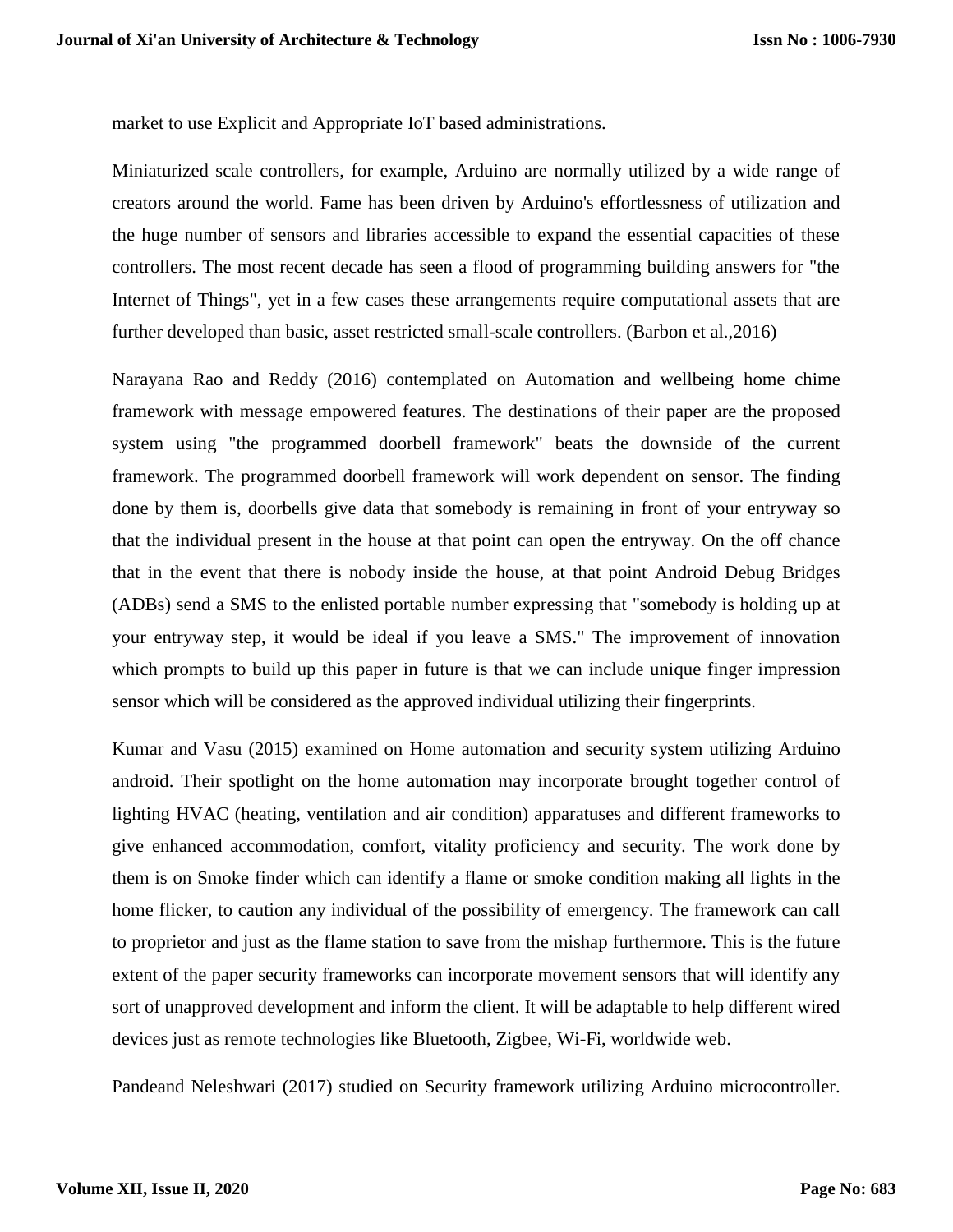market to use Explicit and Appropriate IoT based administrations.

Miniaturized scale controllers, for example, Arduino are normally utilized by a wide range of creators around the world. Fame has been driven by Arduino's effortlessness of utilization and the huge number of sensors and libraries accessible to expand the essential capacities of these controllers. The most recent decade has seen a flood of programming building answers for "the Internet of Things", yet in a few cases these arrangements require computational assets that are further developed than basic, asset restricted small-scale controllers. (Barbon et al.,2016)

Narayana Rao and Reddy (2016) contemplated on Automation and wellbeing home chime framework with message empowered features. The destinations of their paper are the proposed system using "the programmed doorbell framework" beats the downside of the current framework. The programmed doorbell framework will work dependent on sensor. The finding done by them is, doorbells give data that somebody is remaining in front of your entryway so that the individual present in the house at that point can open the entryway. On the off chance that in the event that there is nobody inside the house, at that point Android Debug Bridges (ADBs) send a SMS to the enlisted portable number expressing that "somebody is holding up at your entryway step, it would be ideal if you leave a SMS." The improvement of innovation which prompts to build up this paper in future is that we can include unique finger impression sensor which will be considered as the approved individual utilizing their fingerprints.

Kumar and Vasu (2015) examined on Home automation and security system utilizing Arduino android. Their spotlight on the home automation may incorporate brought together control of lighting HVAC (heating, ventilation and air condition) apparatuses and different frameworks to give enhanced accommodation, comfort, vitality proficiency and security. The work done by them is on Smoke finder which can identify a flame or smoke condition making all lights in the home flicker, to caution any individual of the possibility of emergency. The framework can call to proprietor and just as the flame station to save from the mishap furthermore. This is the future extent of the paper security frameworks can incorporate movement sensors that will identify any sort of unapproved development and inform the client. It will be adaptable to help different wired devices just as remote technologies like Bluetooth, Zigbee, Wi-Fi, worldwide web.

Pandeand Neleshwari (2017) studied on Security framework utilizing Arduino microcontroller.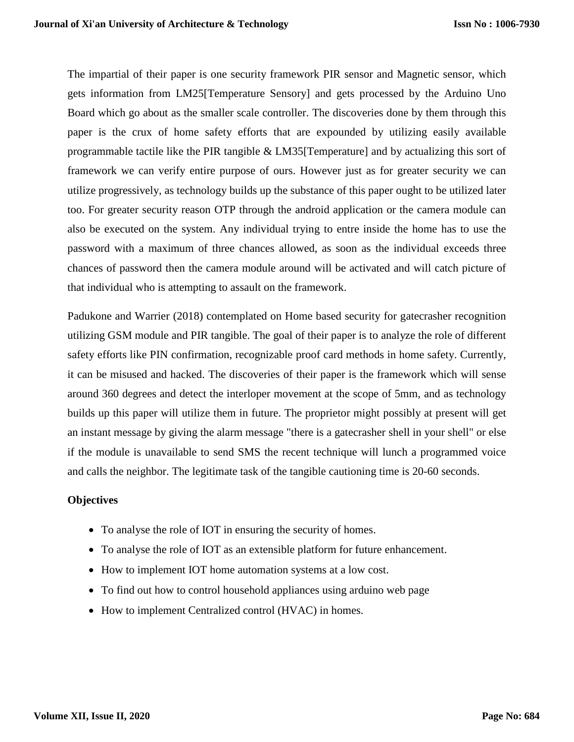The impartial of their paper is one security framework PIR sensor and Magnetic sensor, which gets information from LM25[Temperature Sensory] and gets processed by the Arduino Uno Board which go about as the smaller scale controller. The discoveries done by them through this paper is the crux of home safety efforts that are expounded by utilizing easily available programmable tactile like the PIR tangible & LM35[Temperature] and by actualizing this sort of framework we can verify entire purpose of ours. However just as for greater security we can utilize progressively, as technology builds up the substance of this paper ought to be utilized later too. For greater security reason OTP through the android application or the camera module can also be executed on the system. Any individual trying to entre inside the home has to use the password with a maximum of three chances allowed, as soon as the individual exceeds three chances of password then the camera module around will be activated and will catch picture of that individual who is attempting to assault on the framework.

Padukone and Warrier (2018) contemplated on Home based security for gatecrasher recognition utilizing GSM module and PIR tangible. The goal of their paper is to analyze the role of different safety efforts like PIN confirmation, recognizable proof card methods in home safety. Currently, it can be misused and hacked. The discoveries of their paper is the framework which will sense around 360 degrees and detect the interloper movement at the scope of 5mm, and as technology builds up this paper will utilize them in future. The proprietor might possibly at present will get an instant message by giving the alarm message "there is a gatecrasher shell in your shell" or else if the module is unavailable to send SMS the recent technique will lunch a programmed voice and calls the neighbor. The legitimate task of the tangible cautioning time is 20-60 seconds.

**Objectives**

- To analyse the role of IOT in ensuring the security of homes.
- To analyse the role of IOT as an extensible platform for future enhancement.
- How to implement IOT home automation systems at a low cost.
- To find out how to control household appliances using arduino web page
- How to implement Centralized control (HVAC) in homes.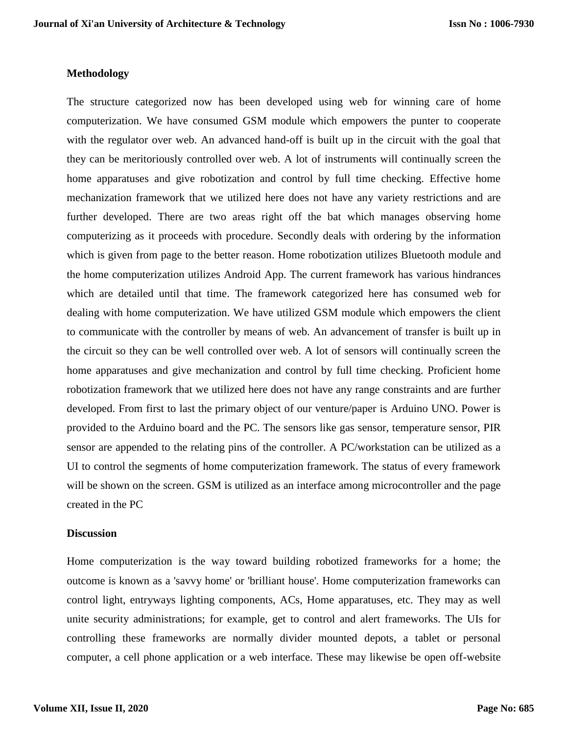## Methodology

The structure categorized now has been developed using web for winning care of home computerization. We have consumed GSM module which empowers the punter to cooperate with the regulator over web. An advanced hand-off is built up in the circuit with the goal that they can be meritoriously controlled over web. A lot of instruments will continually screen the home apparatuses and give robotization and control by full time checking. Effective home mechanization framework that we utilized here does not have any variety restrictions and are further developed. There are two areas right off the bat which manages observing home computerizing as it proceeds with procedure. Secondly deals with ordering by the information which is given from page to the better reason. Home robotization utilizes Bluetooth module and the home computerization utilizes Android App. The current framework has various hindrances which are detailed until that time. The framework categorized here has consumed web for dealing with home computerization. We have utilized GSM module which empowers the client to communicate with the controller by means of web. An advancement of transfer is built up in the circuit so they can be well controlled over web. A lot of sensors will continually screen the home apparatuses and give mechanization and control by full time checking. Proficient home robotization framework that we utilized here does not have any range constraints and are further developed. From first to last the primary object of our venture/paper is Arduino UNO. Power is provided to the Arduino board and the PC. The sensors like gas sensor, temperature sensor, PIR sensor are appended to the relating pins of the controller. A PC/workstation can be utilized as a UI to control the segments of home computerization framework. The status of every framework will be shown on the screen. GSM is utilized as an interface among microcontroller and the page created in the PC

## Discussion

Home computerization is the way toward building robotized frameworks for a home; the outcome is known as a 'savvy home' or 'brilliant house'. Home computerization frameworks can control light, entryways lighting components, ACs, Home apparatuses, etc. They may as well unite security administrations; for example, get to control and alert frameworks. The UIs for controlling these frameworks are normally divider mounted depots, a tablet or personal computer, a cell phone application or a web interface. These may likewise be open off-website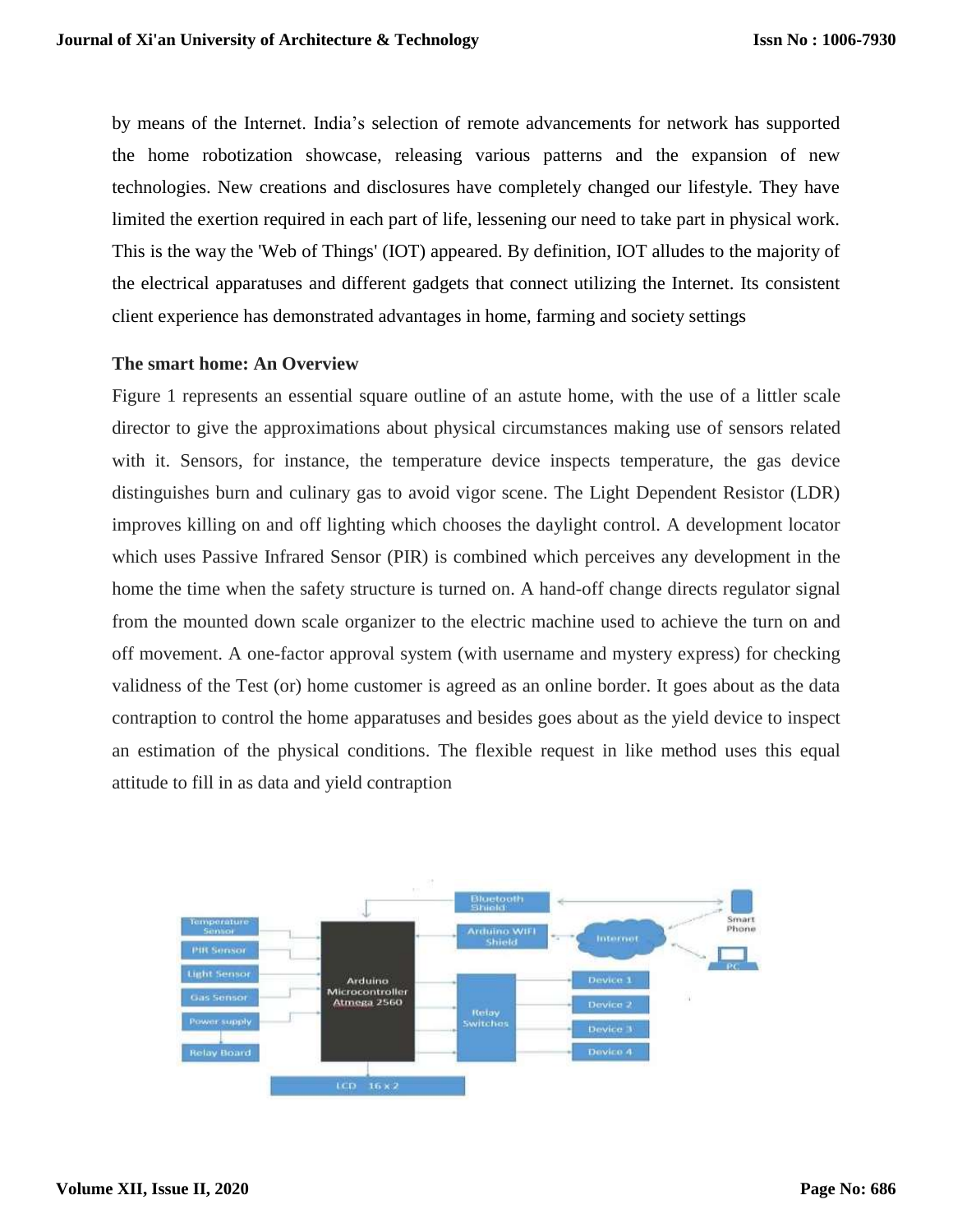by means of the Internet. India's selection of remote advancements for network has supported the home robotization showcase, releasing various patterns and the expansion of new technologies. New creations and disclosures have completely changed our lifestyle. They have limited the exertion required in each part of life, lessening our need to take part in physical work. This is the way the 'Web of Things' (IOT) appeared. By definition, IOT alludes to the majority of the electrical apparatuses and different gadgets that connect utilizing the Internet. Its consistent client experience has demonstrated advantages in home, farming and society settings

**The smart home: An Overview**

Figure 1 represents an essential square outline of an astute home, with the use of a littler scale director to give the approximations about physical circumstances making use of sensors related with it. Sensors, for instance, the temperature device inspects temperature, the gas device distinguishes burn and culinary gas to avoid vigor scene. The Light Dependent Resistor (LDR) improves killing on and off lighting which chooses the daylight control. A development locator which uses Passive Infrared Sensor (PIR) is combined which perceives any development in the home the time when the safety structure is turned on. A hand-off change directs regulator signal from the mounted down scale organizer to the electric machine used to achieve the turn on and off movement. A one-factor approval system (with username and mystery express) for checking validness of the Test (or) home customer is agreed as an online border. It goes about as the data contraption to control the home apparatuses and besides goes about as the yield device to inspect an estimation of the physical conditions. The flexible request in like method uses this equal attitude to fill in as data and yield contraption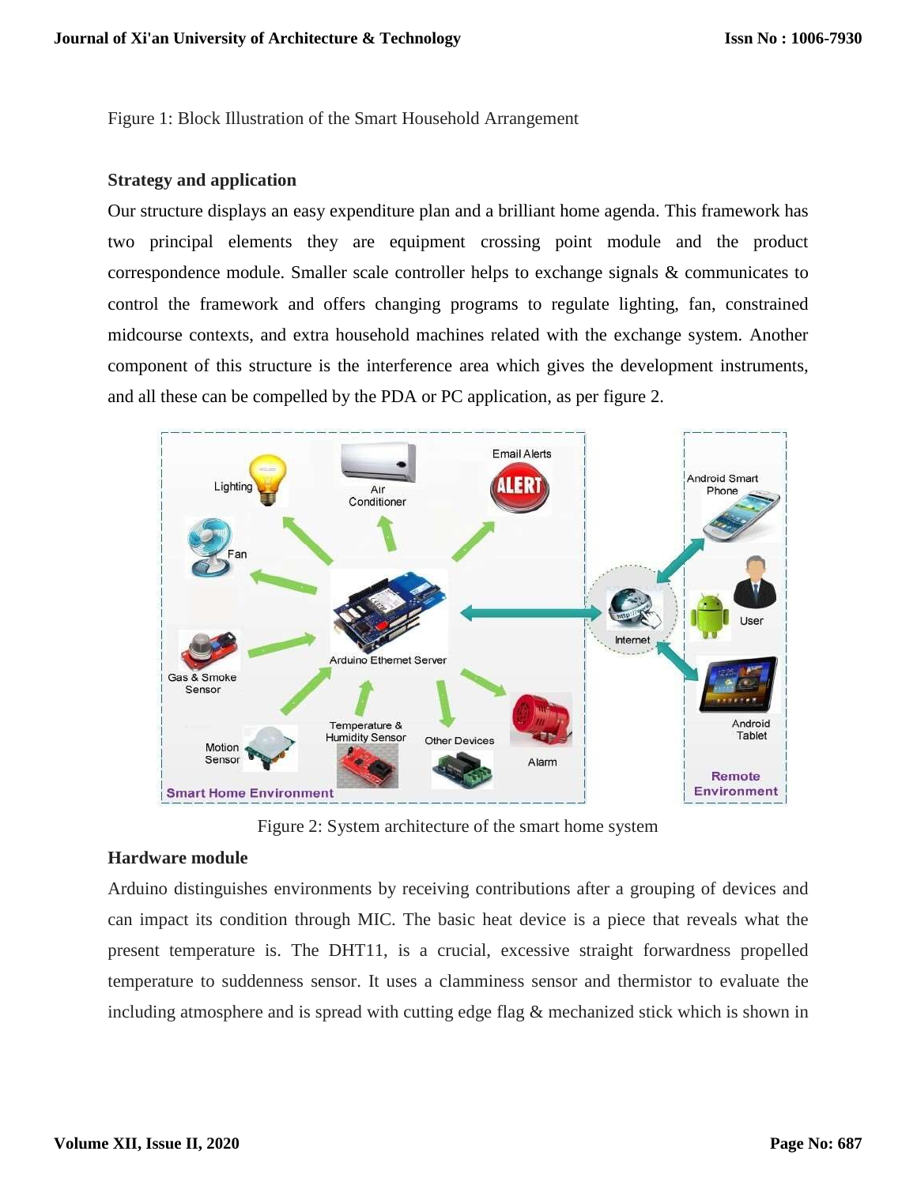Figure 1: Block Illustration of the Smart Household Arrangement

**Strategy and application**

Our structure displays an easy expenditure plan and a brilliant home agenda. This framework has two principal elements they are equipment crossing point module and the product correspondence module. Smaller scale controller helps to exchange signals & communicates to control the framework and offers changing programs to regulate lighting, fan, constrained midcourse contexts, and extra household machines related with the exchange system. Another component of this structure is the interference area which gives the development instruments, and all these can be compelled by the PDA or PC application, as per figure 2.

Figure 2: System architecture of the smart home system

**Hardware module**

Arduino distinguishes environments by receiving contributions after a grouping of devices and can impact its condition through MIC. The basic heat device is a piece that reveals what the present temperature is. The DHT11, is a crucial, excessive straight forwardness propelled temperature to suddenness sensor. It uses a clamminess sensor and thermistor to evaluate the including atmosphere and is spread with cutting edge flag & mechanized stick which is shown in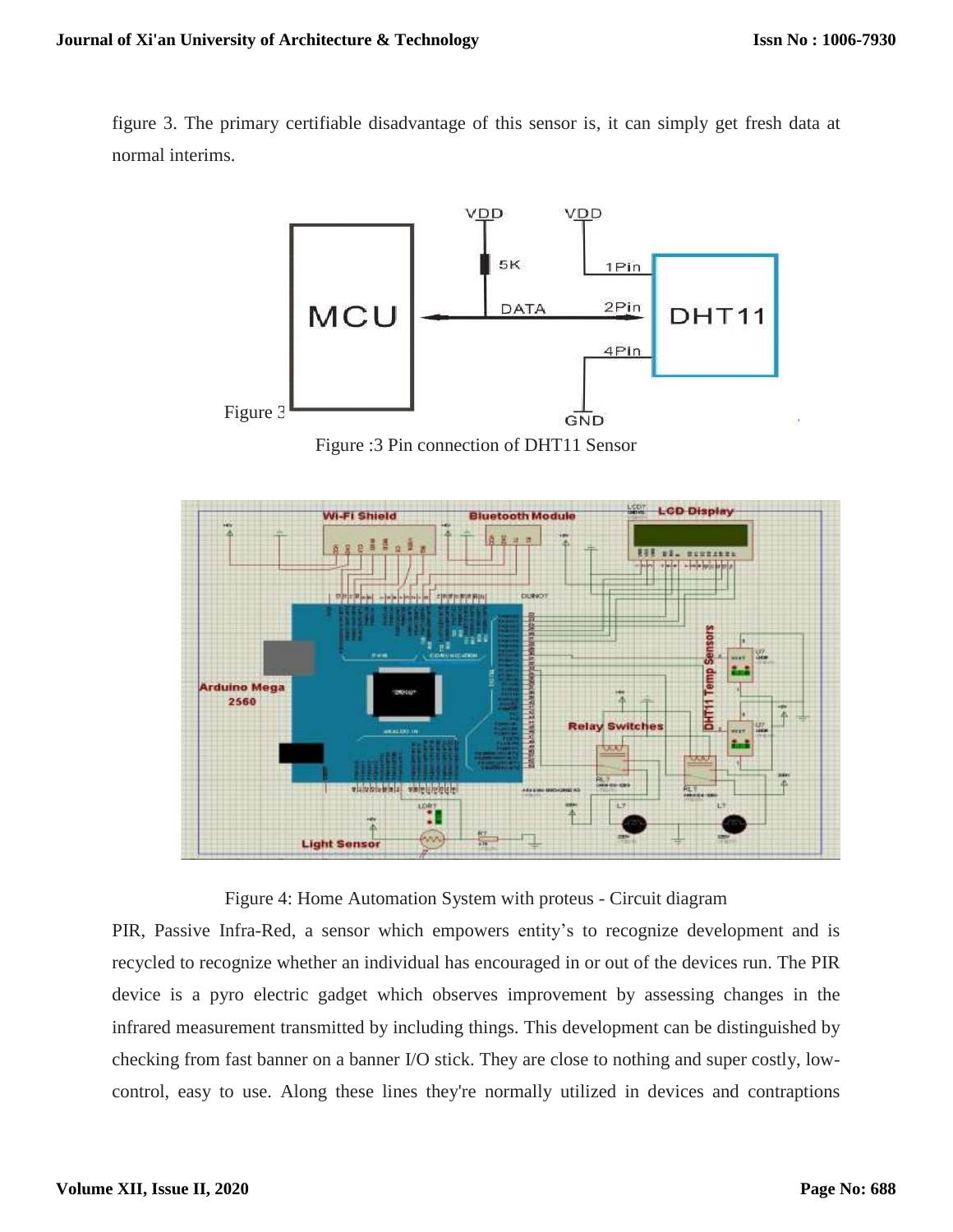figure 3. The primary certifiable disadvantage of this sensor is, it can simply get fresh data at normal interims.

Figure :3 Pin connection of DHT11 Sensor

Figure 4: Home Automation System with proteus - Circuit diagram

PIR, Passive Infra-Red, a sensor which empowers entity's to recognize development and is recycled to recognize whether an individual has encouraged in or out of the devices run. The PIR device is a pyro electric gadget which observes improvement by assessing changes in the infrared measurement transmitted by including things. This development can be distinguished by checking from fast banner on a banner I/O stick. They are close to nothing and super costly, low-control, easy to use. Along these lines they're normally utilized in devices and contraptions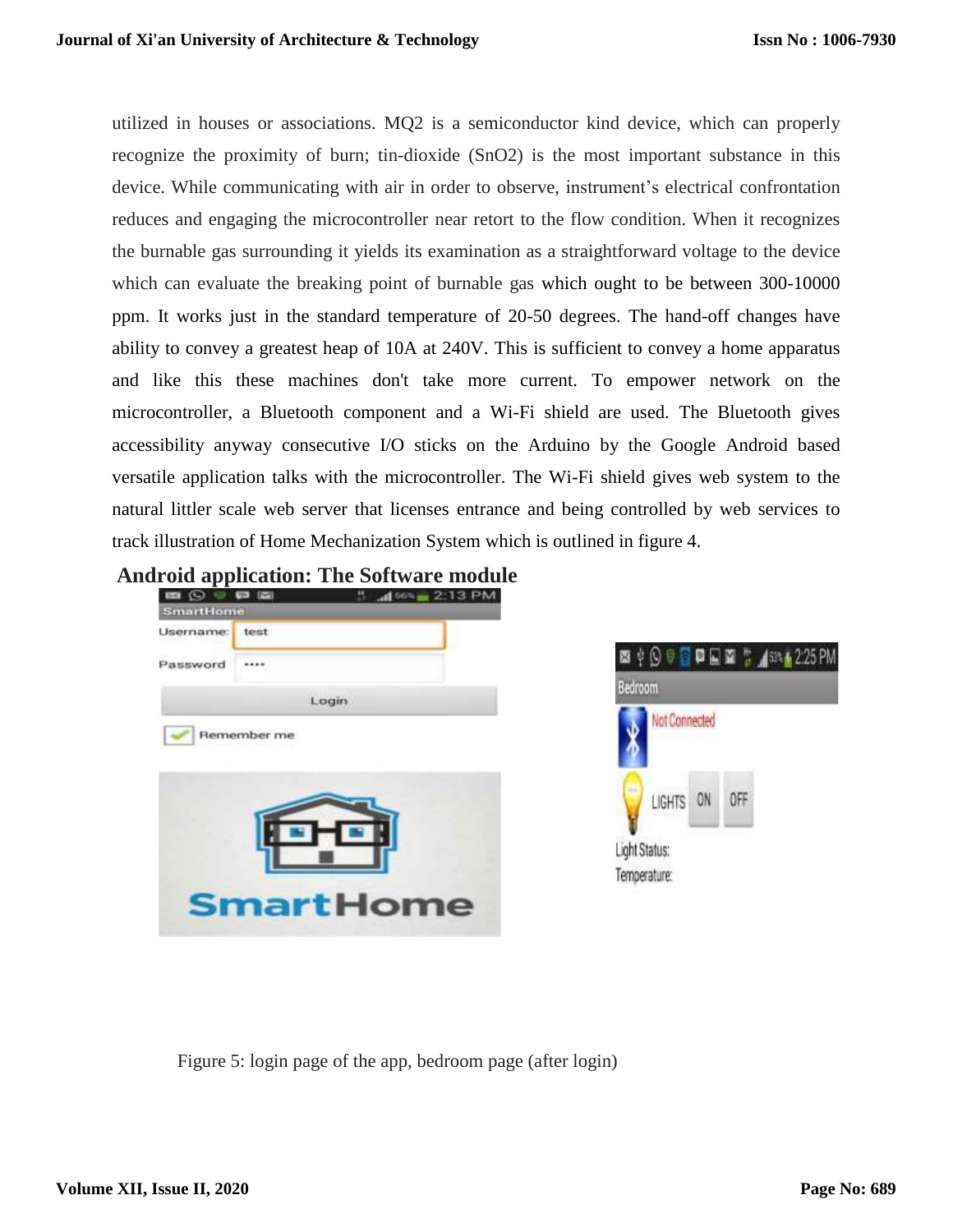utilized in houses or associations. MQ2 is a semiconductor kind device, which can properly recognize the proximity of burn; tin-dioxide ($SnO_2$) is the most important substance in this device. While communicating with air in order to observe, instrument's electrical confrontation reduces and engaging the microcontroller near retort to the flow condition. When it recognizes the burnable gas surrounding it yields its examination as a straightforward voltage to the device which can evaluate the breaking point of burnable gas which ought to be between 300-10000 ppm. It works just in the standard temperature of 20-50 degrees. The hand-off changes have ability to convey a greatest heap of 10A at 240V. This is sufficient to convey a home apparatus and like this these machines don't take more current. To empower network on the microcontroller, a Bluetooth component and a Wi-Fi shield are used. The Bluetooth gives accessibility anyway consecutive I/O sticks on the Arduino by the Google Android based versatile application talks with the microcontroller. The Wi-Fi shield gives web system to the natural littler scale web server that licenses entrance and being controlled by web services to track illustration of Home Mechanization System which is outlined in figure 4.

## Android application: The Software module

Figure 5: login page of the app, bedroom page (after login)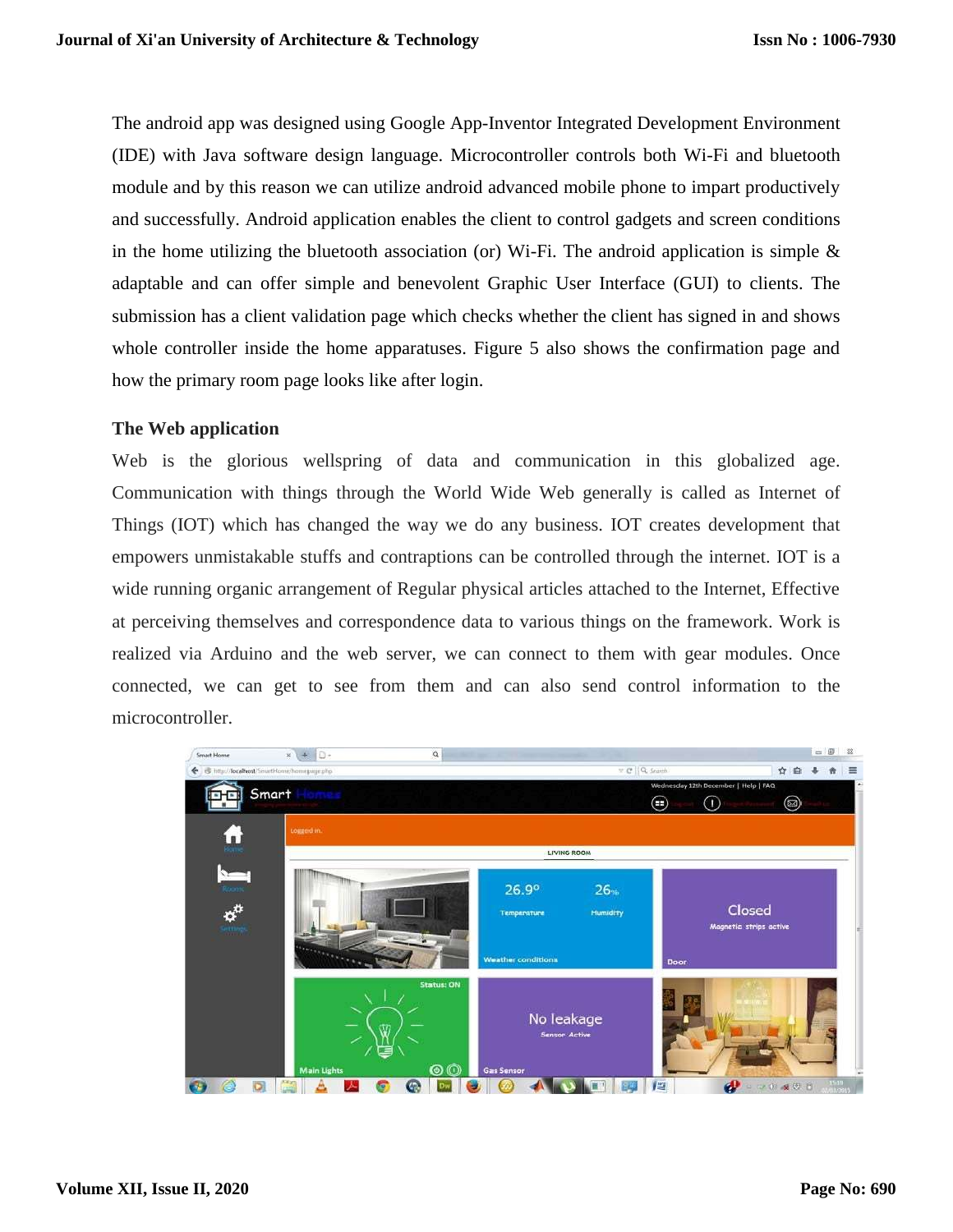The android app was designed using Google App-Inventor Integrated Development Environment (IDE) with Java software design language. Microcontroller controls both Wi-Fi and bluetooth module and by this reason we can utilize android advanced mobile phone to impart productively and successfully. Android application enables the client to control gadgets and screen conditions in the home utilizing the bluetooth association (or) Wi-Fi. The android application is simple & adaptable and can offer simple and benevolent Graphic User Interface (GUI) to clients. The submission has a client validation page which checks whether the client has signed in and shows whole controller inside the home apparatuses. Figure 5 also shows the confirmation page and how the primary room page looks like after login.

### The Web application

Web is the glorious wellspring of data and communication in this globalized age. Communication with things through the World Wide Web generally is called as Internet of Things (IOT) which has changed the way we do any business. IOT creates development that empowers unmistakable stuffs and contraptions can be controlled through the internet. IOT is a wide running organic arrangement of Regular physical articles attached to the Internet, Effective at perceiving themselves and correspondence data to various things on the framework. Work is realized via Arduino and the web server, we can connect to them with gear modules. Once connected, we can get to see from them and can also send control information to the microcontroller.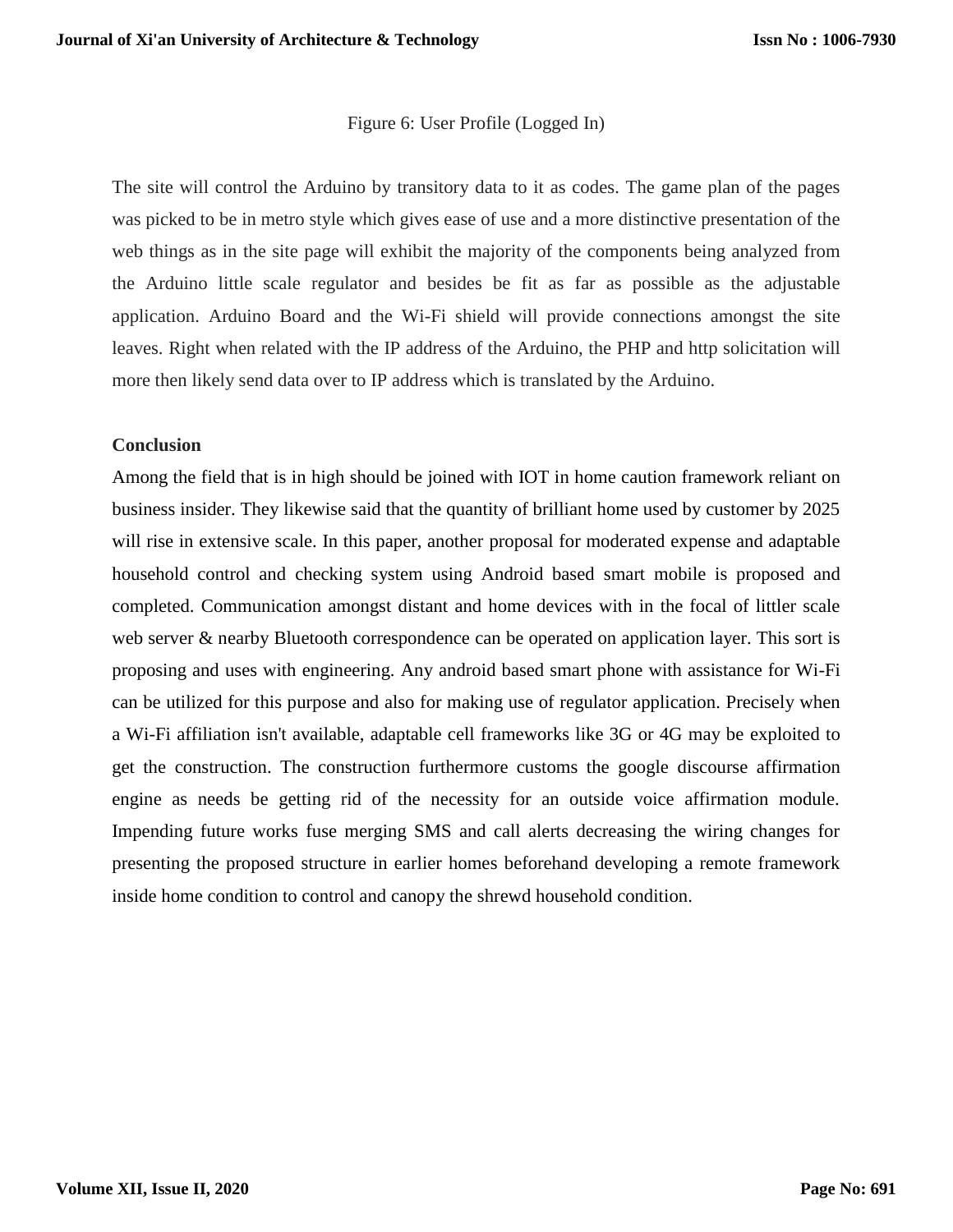Figure 6: User Profile (Logged In)

The site will control the Arduino by transitory data to it as codes. The game plan of the pages was picked to be in metro style which gives ease of use and a more distinctive presentation of the web things as in the site page will exhibit the majority of the components being analyzed from the Arduino little scale regulator and besides be fit as far as possible as the adjustable application. Arduino Board and the Wi-Fi shield will provide connections amongst the site leaves. Right when related with the IP address of the Arduino, the PHP and http solicitation will more then likely send data over to IP address which is translated by the Arduino.

## Conclusion

Among the field that is in high should be joined with IOT in home caution framework reliant on business insider. They likewise said that the quantity of brilliant home used by customer by 2025 will rise in extensive scale. In this paper, another proposal for moderated expense and adaptable household control and checking system using Android based smart mobile is proposed and completed. Communication amongst distant and home devices with in the focal of littler scale web server & nearby Bluetooth correspondence can be operated on application layer. This sort is proposing and uses with engineering. Any android based smart phone with assistance for Wi-Fi can be utilized for this purpose and also for making use of regulator application. Precisely when a Wi-Fi affiliation isn't available, adaptable cell frameworks like 3G or 4G may be exploited to get the construction. The construction furthermore customs the google discourse affirmation engine as needs be getting rid of the necessity for an outside voice affirmation module. Impending future works fuse merging SMS and call alerts decreasing the wiring changes for presenting the proposed structure in earlier homes beforehand developing a remote framework inside home condition to control and canopy the shrewd household condition.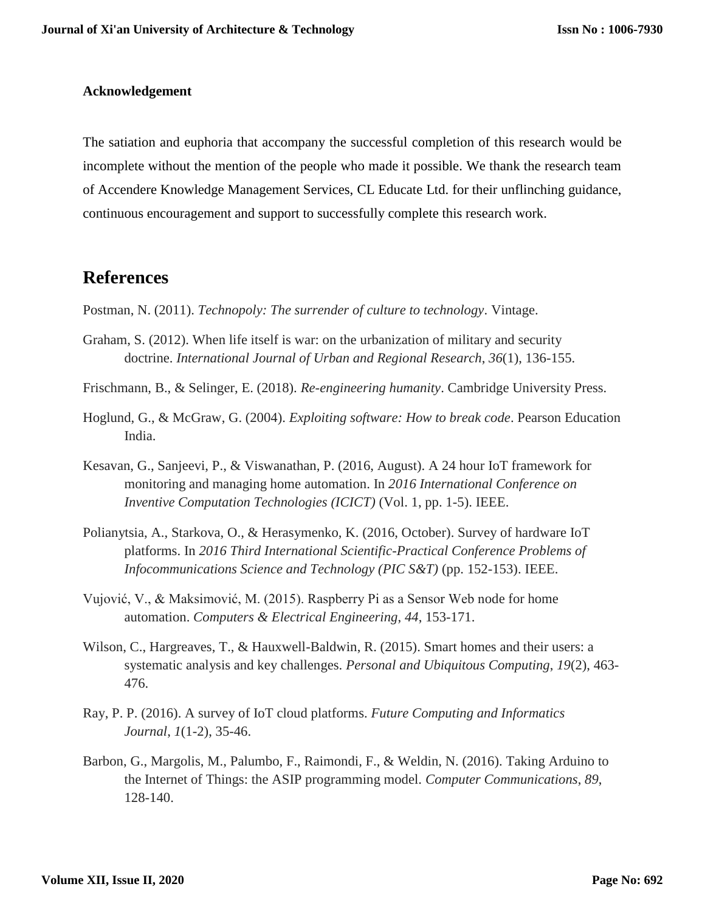**Acknowledgement**

The satiation and euphoria that accompany the successful completion of this research would be incomplete without the mention of the people who made it possible. We thank the research team of Accendere Knowledge Management Services, CL Educate Ltd. for their unflinching guidance, continuous encouragement and support to successfully complete this research work.

## References

Postman, N. (2011). *Technopoly: The surrender of culture to technology*. Vintage.

Graham, S. (2012). When life itself is war: on the urbanization of military and security doctrine. *International Journal of Urban and Regional Research*, *36*(1), 136-155.

Frischmann, B., & Selinger, E. (2018). *Re-engineering humanity*. Cambridge University Press.

Hoglund, G., & McGraw, G. (2004). *Exploiting software: How to break code*. Pearson Education India.

Kesavan, G., Sanjeevi, P., & Viswanathan, P. (2016, August). A 24 hour IoT framework for monitoring and managing home automation. In *2016 International Conference on Inventive Computation Technologies (ICICT)* (Vol. 1, pp. 1-5). IEEE.

Polianytsia, A., Starkova, O., & Herasymenko, K. (2016, October). Survey of hardware IoT platforms. In *2016 Third International Scientific-Practical Conference Problems of Infocommunications Science and Technology (PIC S&T)* (pp. 152-153). IEEE.

Vujović, V., & Maksimović, M. (2015). Raspberry Pi as a Sensor Web node for home automation. *Computers & Electrical Engineering*, *44*, 153-171.

Wilson, C., Hargreaves, T., & Hauxwell-Baldwin, R. (2015). Smart homes and their users: a systematic analysis and key challenges. *Personal and Ubiquitous Computing*, *19*(2), 463-476.

Ray, P. P. (2016). A survey of IoT cloud platforms. *Future Computing and Informatics Journal*, *1*(1-2), 35-46.

Barbon, G., Margolis, M., Palumbo, F., Raimondi, F., & Weldin, N. (2016). Taking Arduino to the Internet of Things: the ASIP programming model. *Computer Communications*, *89*, 128-140.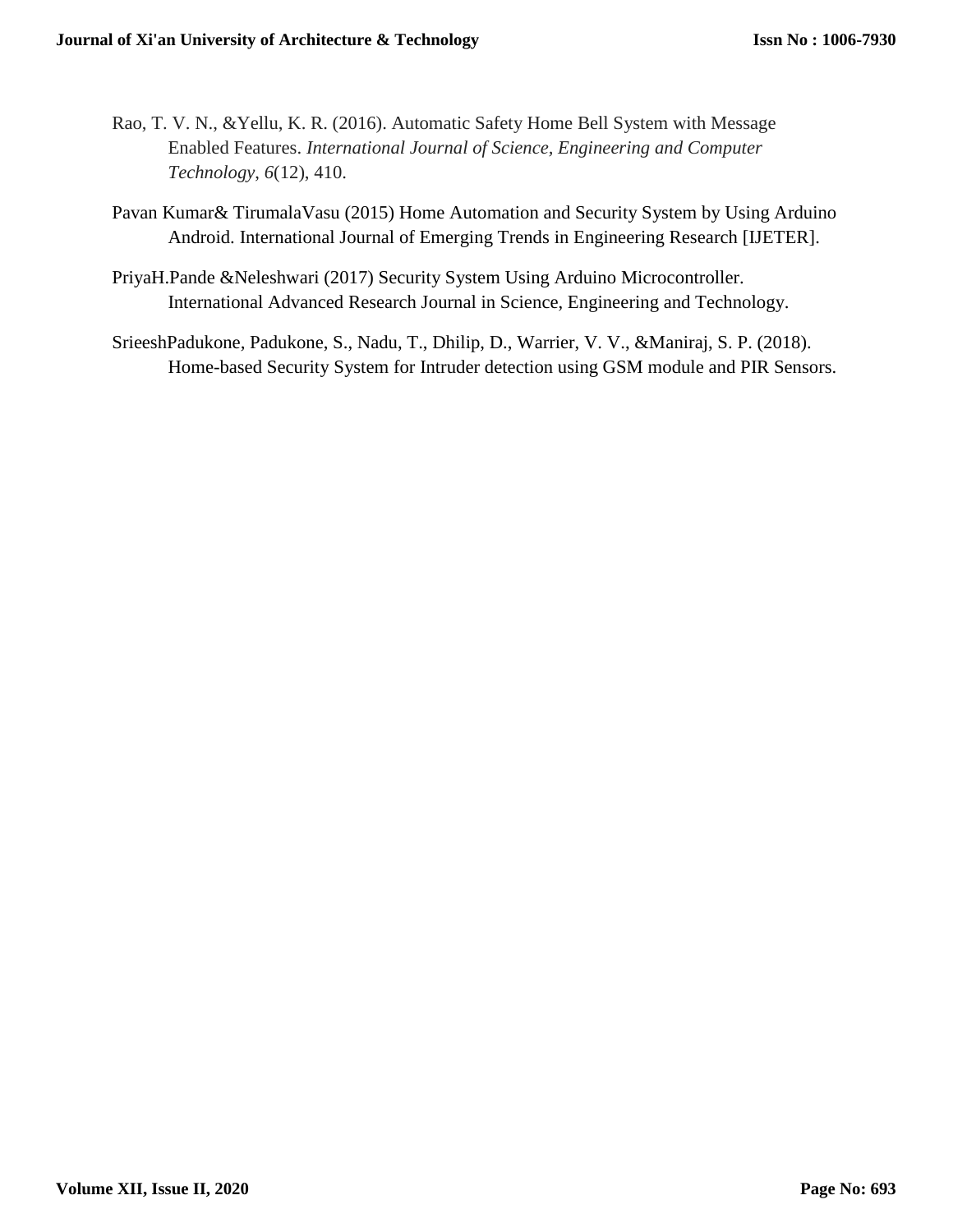Rao, T. V. N., &Yellu, K. R. (2016). Automatic Safety Home Bell System with Message Enabled Features. *International Journal of Science, Engineering and Computer Technology*, *6*(12), 410.

Pavan Kumar& TirumalaVasu (2015) Home Automation and Security System by Using Arduino Android. International Journal of Emerging Trends in Engineering Research [IJETER].

PriyaH.Pande &Neleshwari (2017) Security System Using Arduino Microcontroller. International Advanced Research Journal in Science, Engineering and Technology.

SrieeshPadukone, Padukone, S., Nadu, T., Dhilip, D., Warrier, V. V., &Maniraj, S. P. (2018). Home-based Security System for Intruder detection using GSM module and PIR Sensors.